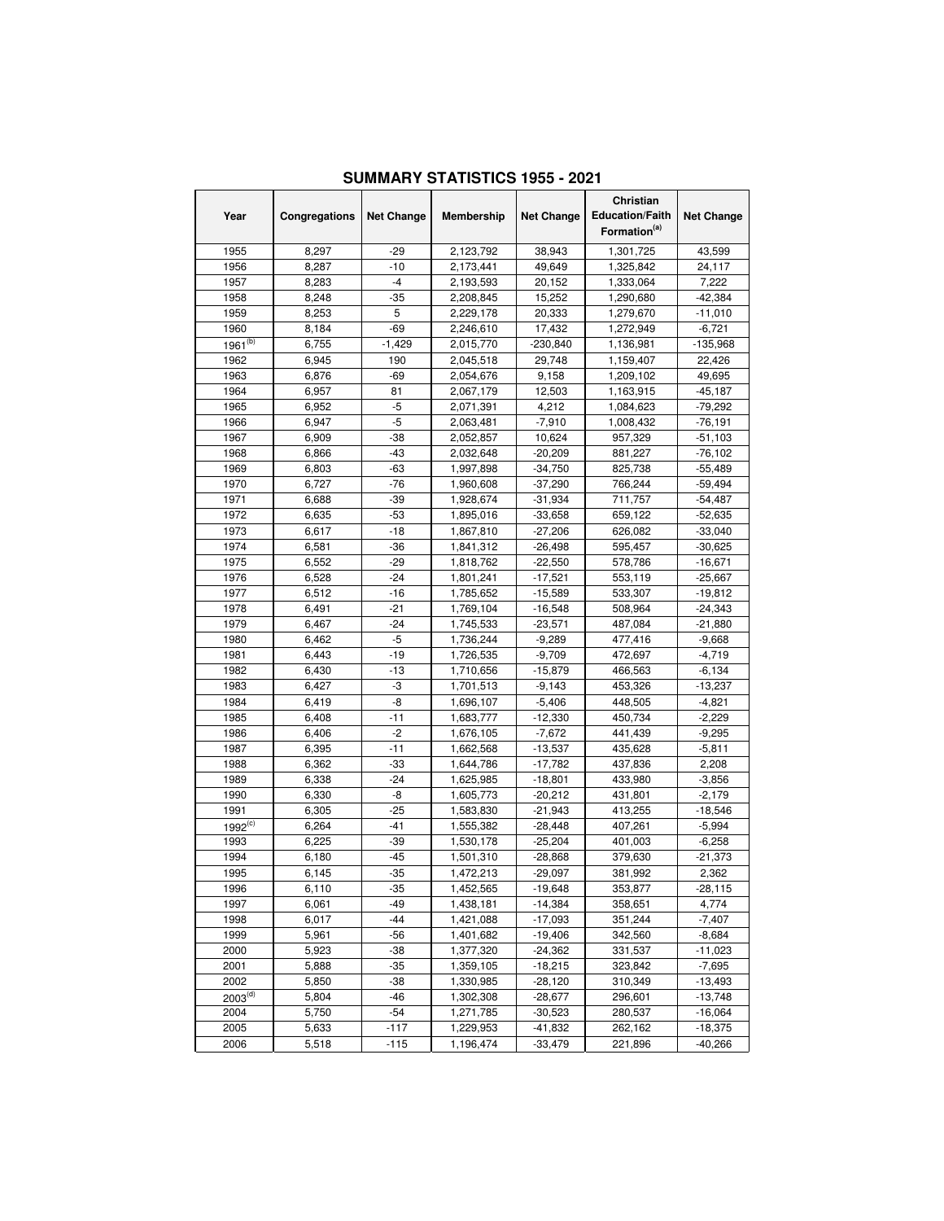## SUMMARY STATISTICS 1955 - 2021

| Year | Congregations | Net Change | Membership | Net Change | Christian Education/Faith Formation[a] | Net Change |
|---|---|---|---|---|---|---|
| 1955 | 8,297 | -29 | 2,123,792 | 38,943 | 1,301,725 | 43,599 |
| 1956 | 8,287 | -10 | 2,173,441 | 49,649 | 1,325,842 | 24,117 |
| 1957 | 8,283 | -4 | 2,193,593 | 20,152 | 1,333,064 | 7,222 |
| 1958 | 8,248 | -35 | 2,208,845 | 15,252 | 1,290,680 | -42,384 |
| 1959 | 8,253 | 5 | 2,229,178 | 20,333 | 1,279,670 | -11,010 |
| 1960 | 8,184 | -69 | 2,246,610 | 17,432 | 1,272,949 | -6,721 |
| 1961[b] | 6,755 | -1,429 | 2,015,770 | -230,840 | 1,136,981 | -135,968 |
| 1962 | 6,945 | 190 | 2,045,518 | 29,748 | 1,159,407 | 22,426 |
| 1963 | 6,876 | -69 | 2,054,676 | 9,158 | 1,209,102 | 49,695 |
| 1964 | 6,957 | 81 | 2,067,179 | 12,503 | 1,163,915 | -45,187 |
| 1965 | 6,952 | -5 | 2,071,391 | 4,212 | 1,084,623 | -79,292 |
| 1966 | 6,947 | -5 | 2,063,481 | -7,910 | 1,008,432 | -76,191 |
| 1967 | 6,909 | -38 | 2,052,857 | 10,624 | 957,329 | -51,103 |
| 1968 | 6,866 | -43 | 2,032,648 | -20,209 | 881,227 | -76,102 |
| 1969 | 6,803 | -63 | 1,997,898 | -34,750 | 825,738 | -55,489 |
| 1970 | 6,727 | -76 | 1,960,608 | -37,290 | 766,244 | -59,494 |
| 1971 | 6,688 | -39 | 1,928,674 | -31,934 | 711,757 | -54,487 |
| 1972 | 6,635 | -53 | 1,895,016 | -33,658 | 659,122 | -52,635 |
| 1973 | 6,617 | -18 | 1,867,810 | -27,206 | 626,082 | -33,040 |
| 1974 | 6,581 | -36 | 1,841,312 | -26,498 | 595,457 | -30,625 |
| 1975 | 6,552 | -29 | 1,818,762 | -22,550 | 578,786 | -16,671 |
| 1976 | 6,528 | -24 | 1,801,241 | -17,521 | 553,119 | -25,667 |
| 1977 | 6,512 | -16 | 1,785,652 | -15,589 | 533,307 | -19,812 |
| 1978 | 6,491 | -21 | 1,769,104 | -16,548 | 508,964 | -24,343 |
| 1979 | 6,467 | -24 | 1,745,533 | -23,571 | 487,084 | -21,880 |
| 1980 | 6,462 | -5 | 1,736,244 | -9,289 | 477,416 | -9,668 |
| 1981 | 6,443 | -19 | 1,726,535 | -9,709 | 472,697 | -4,719 |
| 1982 | 6,430 | -13 | 1,710,656 | -15,879 | 466,563 | -6,134 |
| 1983 | 6,427 | -3 | 1,701,513 | -9,143 | 453,326 | -13,237 |
| 1984 | 6,419 | -8 | 1,696,107 | -5,406 | 448,505 | -4,821 |
| 1985 | 6,408 | -11 | 1,683,777 | -12,330 | 450,734 | -2,229 |
| 1986 | 6,406 | -2 | 1,676,105 | -7,672 | 441,439 | -9,295 |
| 1987 | 6,395 | -11 | 1,662,568 | -13,537 | 435,628 | -5,811 |
| 1988 | 6,362 | -33 | 1,644,786 | -17,782 | 437,836 | 2,208 |
| 1989 | 6,338 | -24 | 1,625,985 | -18,801 | 433,980 | -3,856 |
| 1990 | 6,330 | -8 | 1,605,773 | -20,212 | 431,801 | -2,179 |
| 1991 | 6,305 | -25 | 1,583,830 | -21,943 | 413,255 | -18,546 |
| 1992[c] | 6,264 | -41 | 1,555,382 | -28,448 | 407,261 | -5,994 |
| 1993 | 6,225 | -39 | 1,530,178 | -25,204 | 401,003 | -6,258 |
| 1994 | 6,180 | -45 | 1,501,310 | -28,868 | 379,630 | -21,373 |
| 1995 | 6,145 | -35 | 1,472,213 | -29,097 | 381,992 | 2,362 |
| 1996 | 6,110 | -35 | 1,452,565 | -19,648 | 353,877 | -28,115 |
| 1997 | 6,061 | -49 | 1,438,181 | -14,384 | 358,651 | 4,774 |
| 1998 | 6,017 | -44 | 1,421,088 | -17,093 | 351,244 | -7,407 |
| 1999 | 5,961 | -56 | 1,401,682 | -19,406 | 342,560 | -8,684 |
| 2000 | 5,923 | -38 | 1,377,320 | -24,362 | 331,537 | -11,023 |
| 2001 | 5,888 | -35 | 1,359,105 | -18,215 | 323,842 | -7,695 |
| 2002 | 5,850 | -38 | 1,330,985 | -28,120 | 310,349 | -13,493 |
| 2003[d] | 5,804 | -46 | 1,302,308 | -28,677 | 296,601 | -13,748 |
| 2004 | 5,750 | -54 | 1,271,785 | -30,523 | 280,537 | -16,064 |
| 2005 | 5,633 | -117 | 1,229,953 | -41,832 | 262,162 | -18,375 |
| 2006 | 5,518 | -115 | 1,196,474 | -33,479 | 221,896 | -40,266 |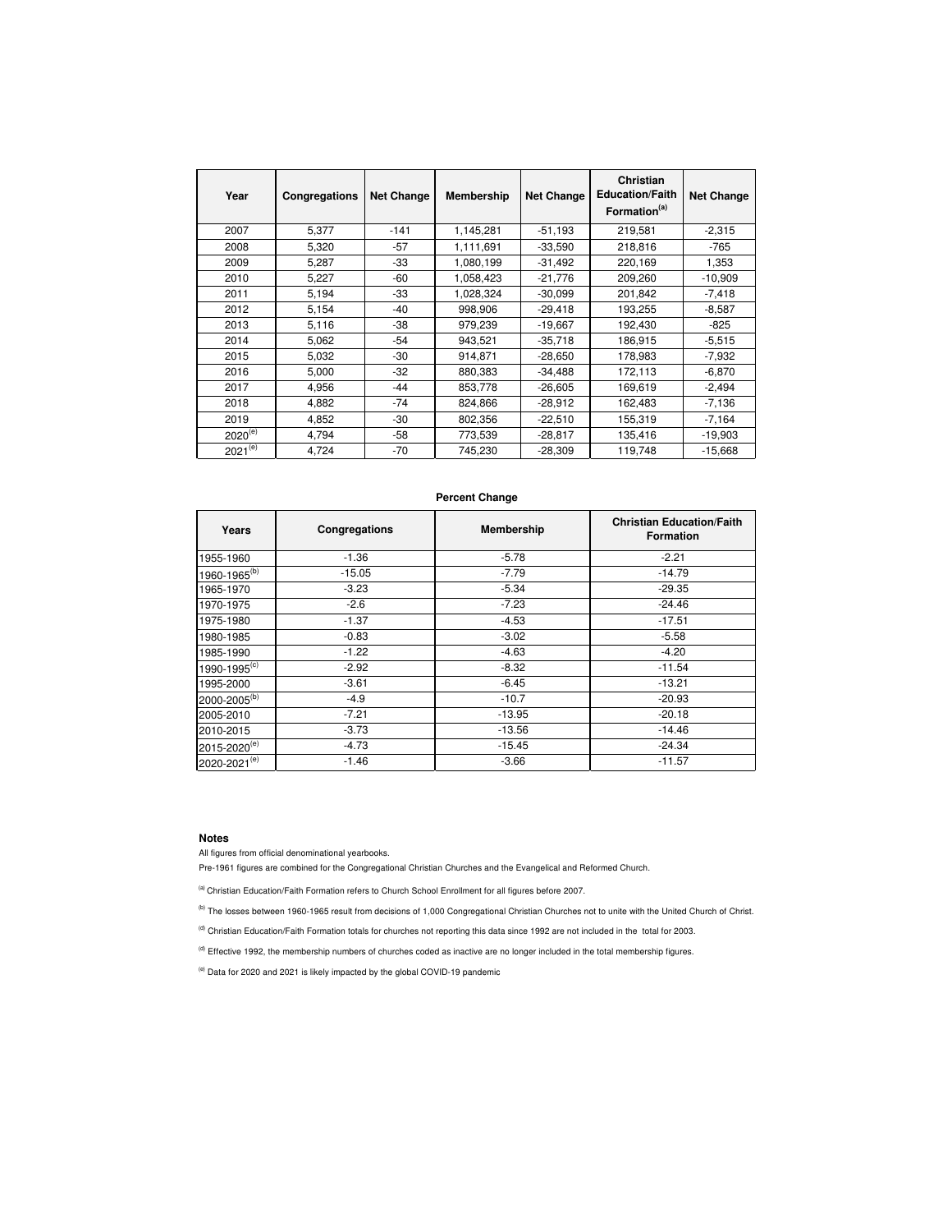| Year | Congregations | Net Change | Membership | Net Change | Christian Education/Faith Formation[(a)] | Net Change |
|---|---|---|---|---|---|---|
| 2007 | 5,377 | -141 | 1,145,281 | -51,193 | 219,581 | -2,315 |
| 2008 | 5,320 | -57 | 1,111,691 | -33,590 | 218,816 | -765 |
| 2009 | 5,287 | -33 | 1,080,199 | -31,492 | 220,169 | 1,353 |
| 2010 | 5,227 | -60 | 1,058,423 | -21,776 | 209,260 | -10,909 |
| 2011 | 5,194 | -33 | 1,028,324 | -30,099 | 201,842 | -7,418 |
| 2012 | 5,154 | -40 | 998,906 | -29,418 | 193,255 | -8,587 |
| 2013 | 5,116 | -38 | 979,239 | -19,667 | 192,430 | -825 |
| 2014 | 5,062 | -54 | 943,521 | -35,718 | 186,915 | -5,515 |
| 2015 | 5,032 | -30 | 914,871 | -28,650 | 178,983 | -7,932 |
| 2016 | 5,000 | -32 | 880,383 | -34,488 | 172,113 | -6,870 |
| 2017 | 4,956 | -44 | 853,778 | -26,605 | 169,619 | -2,494 |
| 2018 | 4,882 | -74 | 824,866 | -28,912 | 162,483 | -7,136 |
| 2019 | 4,852 | -30 | 802,356 | -22,510 | 155,319 | -7,164 |
| 2020[(e)] | 4,794 | -58 | 773,539 | -28,817 | 135,416 | -19,903 |
| 2021[(e)] | 4,724 | -70 | 745,230 | -28,309 | 119,748 | -15,668 |

**Percent Change**

| Years | Congregations | Membership | Christian Education/Faith Formation |
|---|---|---|---|
| 1955-1960 | -1.36 | -5.78 | -2.21 |
| 1960-1965[(b)] | -15.05 | -7.79 | -14.79 |
| 1965-1970 | -3.23 | -5.34 | -29.35 |
| 1970-1975 | -2.6 | -7.23 | -24.46 |
| 1975-1980 | -1.37 | -4.53 | -17.51 |
| 1980-1985 | -0.83 | -3.02 | -5.58 |
| 1985-1990 | -1.22 | -4.63 | -4.20 |
| 1990-1995[(c)] | -2.92 | -8.32 | -11.54 |
| 1995-2000 | -3.61 | -6.45 | -13.21 |
| 2000-2005[(b)] | -4.9 | -10.7 | -20.93 |
| 2005-2010 | -7.21 | -13.95 | -20.18 |
| 2010-2015 | -3.73 | -13.56 | -14.46 |
| 2015-2020[(e)] | -4.73 | -15.45 | -24.34 |
| 2020-2021[(e)] | -1.46 | -3.66 | -11.57 |

**Notes**

All figures from official denominational yearbooks.

Pre-1961 figures are combined for the Congregational Christian Churches and the Evangelical and Reformed Church.

[(a)] Christian Education/Faith Formation refers to Church School Enrollment for all figures before 2007.

[(b)] The losses between 1960-1965 result from decisions of 1,000 Congregational Christian Churches not to unite with the United Church of Christ.

[(c)] Christian Education/Faith Formation totals for churches not reporting this data since 1992 are not included in the total for 2003.

[(d)] Effective 1992, the membership numbers of churches coded as inactive are no longer included in the total membership figures.

[(e)] Data for 2020 and 2021 is likely impacted by the global COVID-19 pandemic